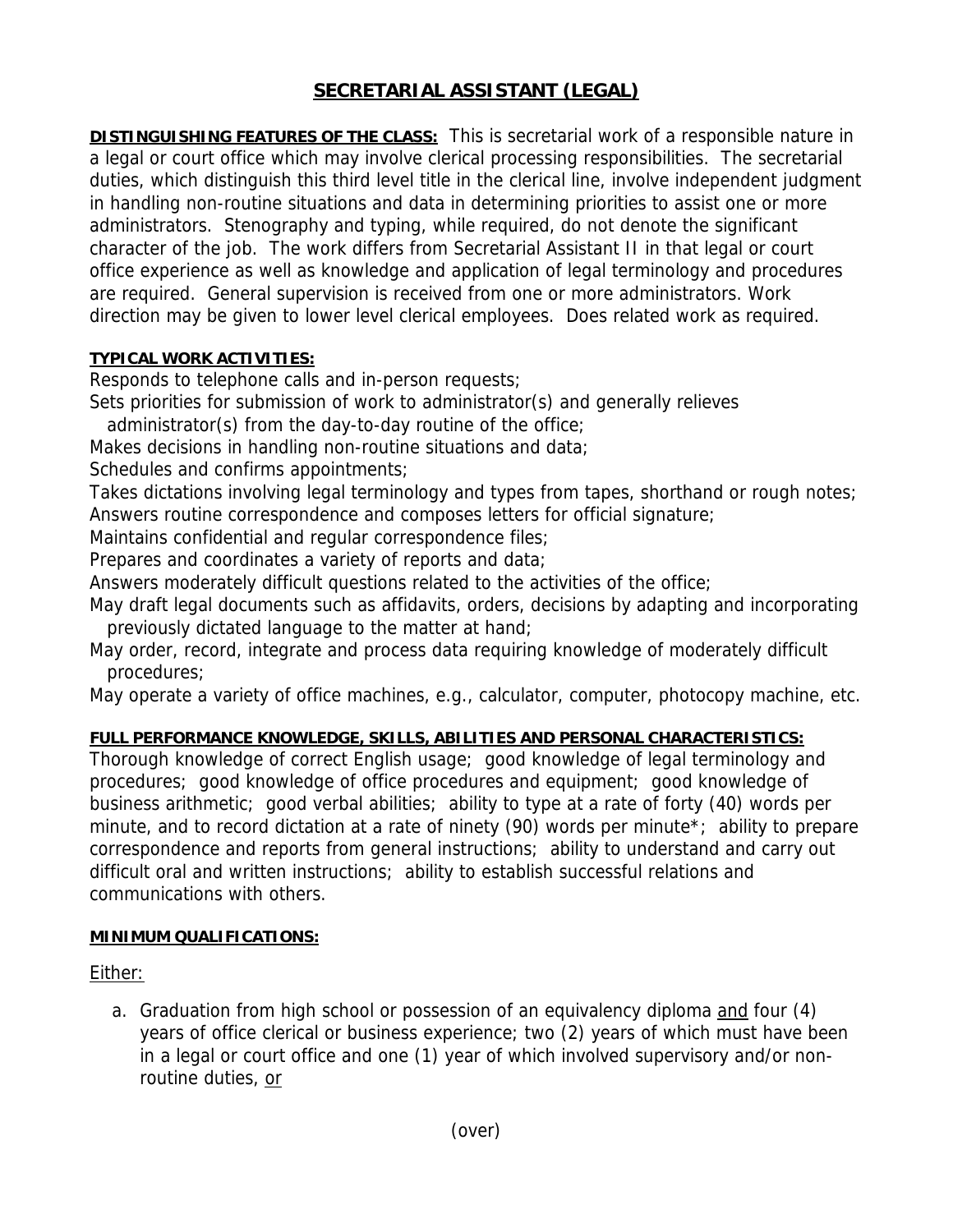# SECRETARIAL ASSISTANT (LEGAL)

**DISTINGUISHING FEATURES OF THE CLASS:** This is secretarial work of a responsible nature in a legal or court office which may involve clerical processing responsibilities. The secretarial duties, which distinguish this third level title in the clerical line, involve independent judgment in handling non-routine situations and data in determining priorities to assist one or more administrators. Stenography and typing, while required, do not denote the significant character of the job. The work differs from Secretarial Assistant II in that legal or court office experience as well as knowledge and application of legal terminology and procedures are required. General supervision is received from one or more administrators. Work direction may be given to lower level clerical employees. Does related work as required.

**TYPICAL WORK ACTIVITIES:**

Responds to telephone calls and in-person requests;
Sets priorities for submission of work to administrator(s) and generally relieves administrator(s) from the day-to-day routine of the office;
Makes decisions in handling non-routine situations and data;
Schedules and confirms appointments;
Takes dictations involving legal terminology and types from tapes, shorthand or rough notes;
Answers routine correspondence and composes letters for official signature;
Maintains confidential and regular correspondence files;
Prepares and coordinates a variety of reports and data;
Answers moderately difficult questions related to the activities of the office;
May draft legal documents such as affidavits, orders, decisions by adapting and incorporating previously dictated language to the matter at hand;
May order, record, integrate and process data requiring knowledge of moderately difficult procedures;
May operate a variety of office machines, e.g., calculator, computer, photocopy machine, etc.

**FULL PERFORMANCE KNOWLEDGE, SKILLS, ABILITIES AND PERSONAL CHARACTERISTICS:**
Thorough knowledge of correct English usage; good knowledge of legal terminology and procedures; good knowledge of office procedures and equipment; good knowledge of business arithmetic; good verbal abilities; ability to type at a rate of forty (40) words per minute, and to record dictation at a rate of ninety (90) words per minute*; ability to prepare correspondence and reports from general instructions; ability to understand and carry out difficult oral and written instructions; ability to establish successful relations and communications with others.

**MINIMUM QUALIFICATIONS:**

Either:

a. Graduation from high school or possession of an equivalency diploma and four (4) years of office clerical or business experience; two (2) years of which must have been in a legal or court office and one (1) year of which involved supervisory and/or non-routine duties, or

(over)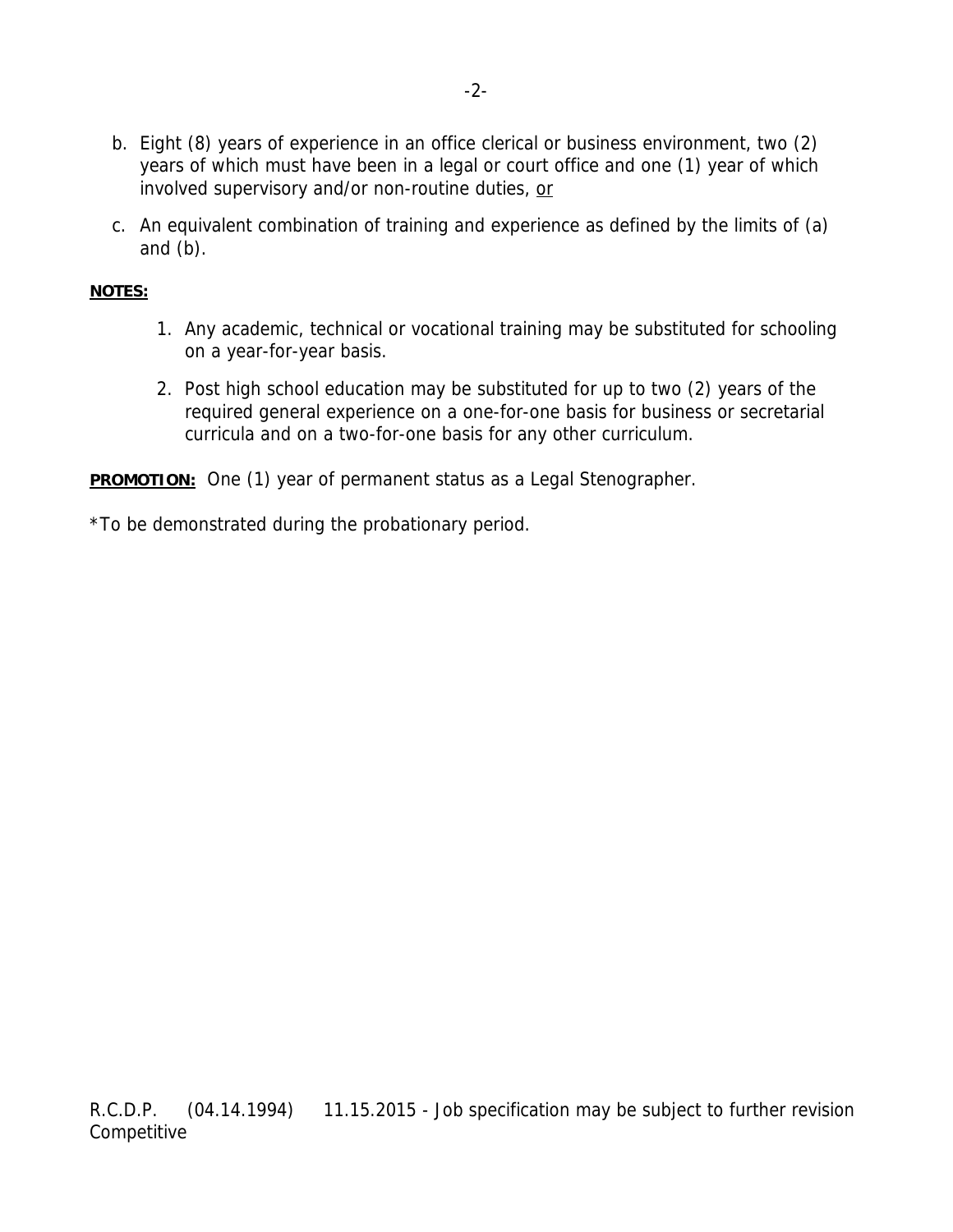b. Eight (8) years of experience in an office clerical or business environment, two (2) years of which must have been in a legal or court office and one (1) year of which involved supervisory and/or non-routine duties, <u>or</u>

c. An equivalent combination of training and experience as defined by the limits of (a) and (b).

**<u>NOTES:</u>**

1. Any academic, technical or vocational training may be substituted for schooling on a year-for-year basis.
2. Post high school education may be substituted for up to two (2) years of the required general experience on a one-for-one basis for business or secretarial curricula and on a two-for-one basis for any other curriculum.

**<u>PROMOTION:</u>** One (1) year of permanent status as a Legal Stenographer.

*To be demonstrated during the probationary period.

R.C.D.P. (04.14.1994) 11.15.2015 - Job specification may be subject to further revision
Competitive